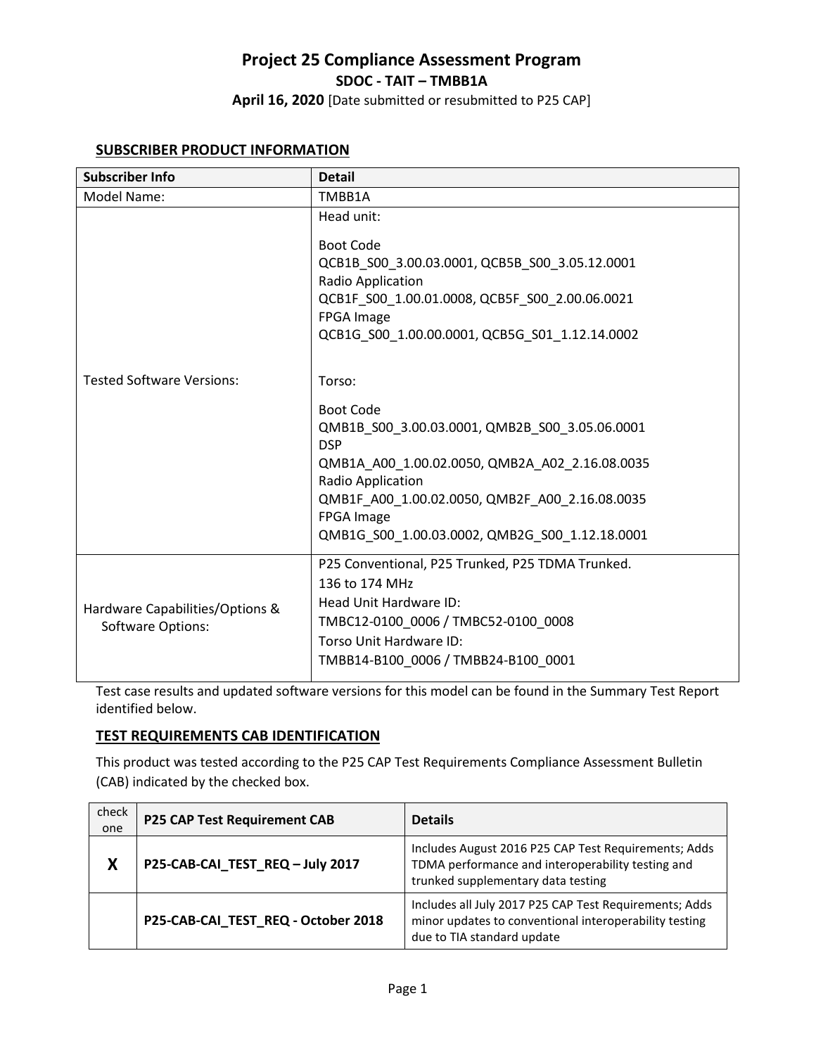# Project 25 Compliance Assessment Program

## SDOC - TAIT – TMBB1A

**April 16, 2020** [Date submitted or resubmitted to P25 CAP]

### SUBSCRIBER PRODUCT INFORMATION

| Subscriber Info | Detail |
|---|---|
| Model Name: | TMBB1A |
| Tested Software Versions: | Head unit:<br><br>Boot Code<br>QCB1B_S00_3.00.03.0001, QCB5B_S00_3.05.12.0001<br>Radio Application<br>QCB1F_S00_1.00.01.0008, QCB5F_S00_2.00.06.0021<br>FPGA Image<br>QCB1G_S00_1.00.00.0001, QCB5G_S01_1.12.14.0002<br><br>Torso:<br><br>Boot Code<br>QMB1B_S00_3.00.03.0001, QMB2B_S00_3.05.06.0001<br>DSP<br>QMB1A_A00_1.00.02.0050, QMB2A_A02_2.16.08.0035<br>Radio Application<br>QMB1F_A00_1.00.02.0050, QMB2F_A00_2.16.08.0035<br>FPGA Image<br>QMB1G_S00_1.00.03.0002, QMB2G_S00_1.12.18.0001 |
| Hardware Capabilities/Options & Software Options: | P25 Conventional, P25 Trunked, P25 TDMA Trunked.<br>136 to 174 MHz<br>Head Unit Hardware ID:<br>TMBC12-0100_0006 / TMBC52-0100_0008<br>Torso Unit Hardware ID:<br>TMBB14-B100_0006 / TMBB24-B100_0001 |

Test case results and updated software versions for this model can be found in the Summary Test Report identified below.

### TEST REQUIREMENTS CAB IDENTIFICATION

This product was tested according to the P25 CAP Test Requirements Compliance Assessment Bulletin (CAB) indicated by the checked box.

| check one | P25 CAP Test Requirement CAB | Details |
|---|---|---|
| **X** | **P25-CAB-CAI_TEST_REQ – July 2017** | Includes August 2016 P25 CAP Test Requirements; Adds TDMA performance and interoperability testing and trunked supplementary data testing |
| | **P25-CAB-CAI_TEST_REQ - October 2018** | Includes all July 2017 P25 CAP Test Requirements; Adds minor updates to conventional interoperability testing due to TIA standard update |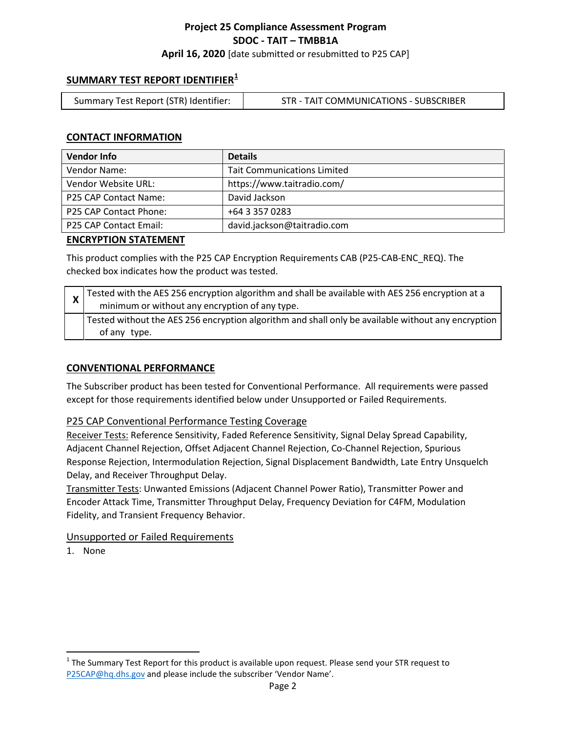**Project 25 Compliance Assessment Program**
**SDOC - TAIT – TMBB1A**
**April 16, 2020** [date submitted or resubmitted to P25 CAP]

## SUMMARY TEST REPORT IDENTIFIER[1]

| Summary Test Report (STR) Identifier: | STR - TAIT COMMUNICATIONS - SUBSCRIBER |
|---|---|

## CONTACT INFORMATION

| Vendor Info | Details |
|---|---|
| Vendor Name: | Tait Communications Limited |
| Vendor Website URL: | https://www.taitradio.com/ |
| P25 CAP Contact Name: | David Jackson |
| P25 CAP Contact Phone: | +64 3 357 0283 |
| P25 CAP Contact Email: | david.jackson@taitradio.com |

## ENCRYPTION STATEMENT

This product complies with the P25 CAP Encryption Requirements CAB (P25-CAB-ENC_REQ). The checked box indicates how the product was tested.

| | |
|---|---|
| X | Tested with the AES 256 encryption algorithm and shall be available with AES 256 encryption at a minimum or without any encryption of any type. |
| | Tested without the AES 256 encryption algorithm and shall only be available without any encryption of any type. |

## CONVENTIONAL PERFORMANCE

The Subscriber product has been tested for Conventional Performance. All requirements were passed except for those requirements identified below under Unsupported or Failed Requirements.

### P25 CAP Conventional Performance Testing Coverage

Receiver Tests: Reference Sensitivity, Faded Reference Sensitivity, Signal Delay Spread Capability, Adjacent Channel Rejection, Offset Adjacent Channel Rejection, Co-Channel Rejection, Spurious Response Rejection, Intermodulation Rejection, Signal Displacement Bandwidth, Late Entry Unsquelch Delay, and Receiver Throughput Delay.

Transmitter Tests: Unwanted Emissions (Adjacent Channel Power Ratio), Transmitter Power and Encoder Attack Time, Transmitter Throughput Delay, Frequency Deviation for C4FM, Modulation Fidelity, and Transient Frequency Behavior.

### Unsupported or Failed Requirements

1. None

[1] The Summary Test Report for this product is available upon request. Please send your STR request to P25CAP@hq.dhs.gov and please include the subscriber 'Vendor Name'.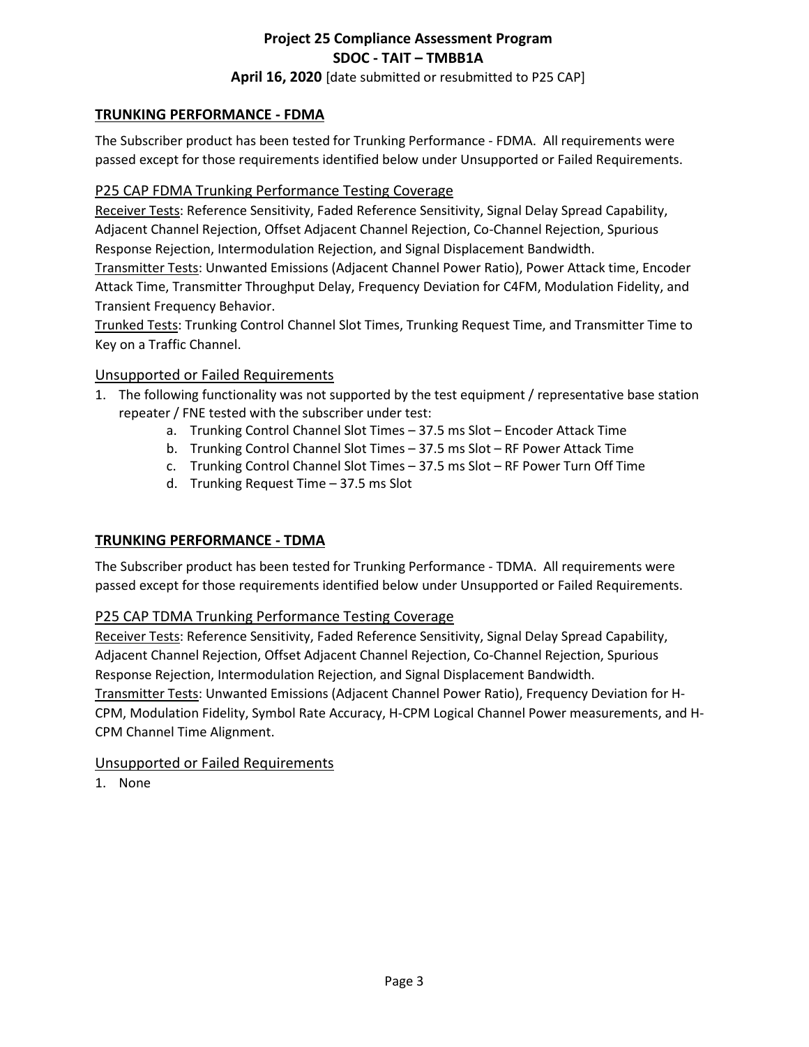## TRUNKING PERFORMANCE - FDMA

The Subscriber product has been tested for Trunking Performance - FDMA. All requirements were passed except for those requirements identified below under Unsupported or Failed Requirements.

### P25 CAP FDMA Trunking Performance Testing Coverage

Receiver Tests: Reference Sensitivity, Faded Reference Sensitivity, Signal Delay Spread Capability, Adjacent Channel Rejection, Offset Adjacent Channel Rejection, Co-Channel Rejection, Spurious Response Rejection, Intermodulation Rejection, and Signal Displacement Bandwidth.

Transmitter Tests: Unwanted Emissions (Adjacent Channel Power Ratio), Power Attack time, Encoder Attack Time, Transmitter Throughput Delay, Frequency Deviation for C4FM, Modulation Fidelity, and Transient Frequency Behavior.

Trunked Tests: Trunking Control Channel Slot Times, Trunking Request Time, and Transmitter Time to Key on a Traffic Channel.

### Unsupported or Failed Requirements

1. The following functionality was not supported by the test equipment / representative base station repeater / FNE tested with the subscriber under test:
    a. Trunking Control Channel Slot Times – 37.5 ms Slot – Encoder Attack Time
    b. Trunking Control Channel Slot Times – 37.5 ms Slot – RF Power Attack Time
    c. Trunking Control Channel Slot Times – 37.5 ms Slot – RF Power Turn Off Time
    d. Trunking Request Time – 37.5 ms Slot

## TRUNKING PERFORMANCE - TDMA

The Subscriber product has been tested for Trunking Performance - TDMA. All requirements were passed except for those requirements identified below under Unsupported or Failed Requirements.

### P25 CAP TDMA Trunking Performance Testing Coverage

Receiver Tests: Reference Sensitivity, Faded Reference Sensitivity, Signal Delay Spread Capability, Adjacent Channel Rejection, Offset Adjacent Channel Rejection, Co-Channel Rejection, Spurious Response Rejection, Intermodulation Rejection, and Signal Displacement Bandwidth.

Transmitter Tests: Unwanted Emissions (Adjacent Channel Power Ratio), Frequency Deviation for H-CPM, Modulation Fidelity, Symbol Rate Accuracy, H-CPM Logical Channel Power measurements, and H-CPM Channel Time Alignment.

### Unsupported or Failed Requirements

1. None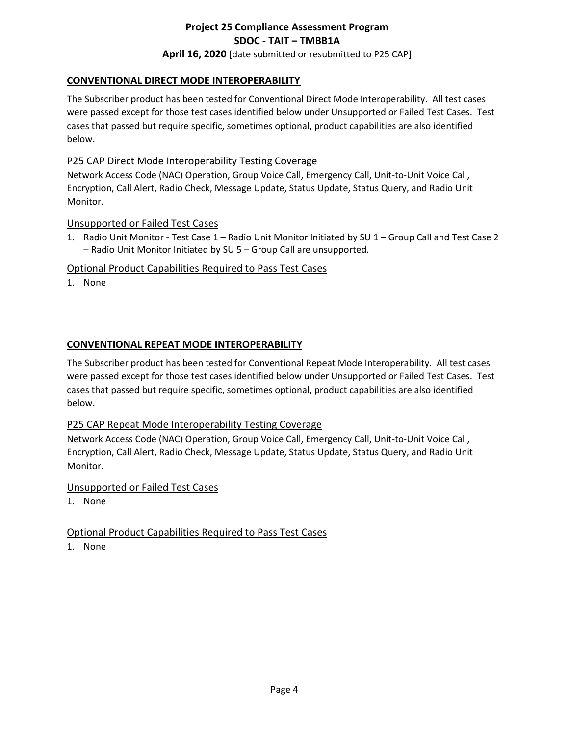## CONVENTIONAL DIRECT MODE INTEROPERABILITY

The Subscriber product has been tested for Conventional Direct Mode Interoperability. All test cases were passed except for those test cases identified below under Unsupported or Failed Test Cases. Test cases that passed but require specific, sometimes optional, product capabilities are also identified below.

### P25 CAP Direct Mode Interoperability Testing Coverage

Network Access Code (NAC) Operation, Group Voice Call, Emergency Call, Unit-to-Unit Voice Call, Encryption, Call Alert, Radio Check, Message Update, Status Update, Status Query, and Radio Unit Monitor.

### Unsupported or Failed Test Cases

1. Radio Unit Monitor - Test Case 1 – Radio Unit Monitor Initiated by SU 1 – Group Call and Test Case 2 – Radio Unit Monitor Initiated by SU 5 – Group Call are unsupported.

### Optional Product Capabilities Required to Pass Test Cases

1. None

## CONVENTIONAL REPEAT MODE INTEROPERABILITY

The Subscriber product has been tested for Conventional Repeat Mode Interoperability. All test cases were passed except for those test cases identified below under Unsupported or Failed Test Cases. Test cases that passed but require specific, sometimes optional, product capabilities are also identified below.

### P25 CAP Repeat Mode Interoperability Testing Coverage

Network Access Code (NAC) Operation, Group Voice Call, Emergency Call, Unit-to-Unit Voice Call, Encryption, Call Alert, Radio Check, Message Update, Status Update, Status Query, and Radio Unit Monitor.

### Unsupported or Failed Test Cases

1. None

### Optional Product Capabilities Required to Pass Test Cases

1. None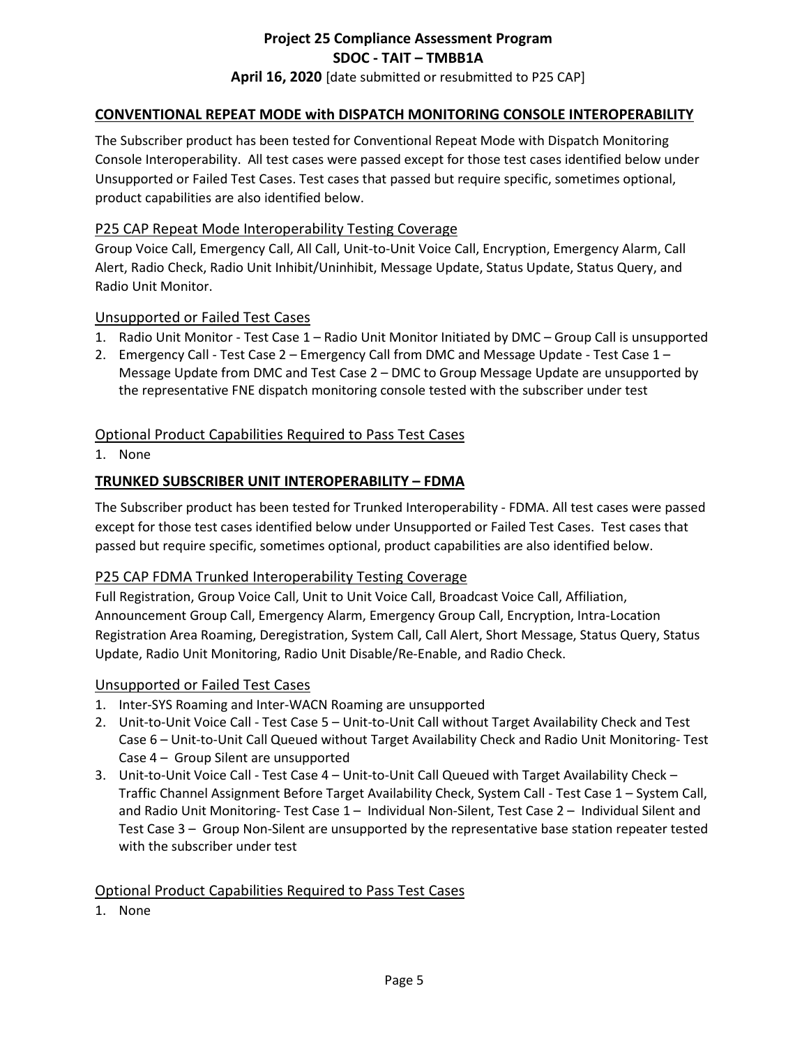## CONVENTIONAL REPEAT MODE with DISPATCH MONITORING CONSOLE INTEROPERABILITY

The Subscriber product has been tested for Conventional Repeat Mode with Dispatch Monitoring Console Interoperability. All test cases were passed except for those test cases identified below under Unsupported or Failed Test Cases. Test cases that passed but require specific, sometimes optional, product capabilities are also identified below.

### P25 CAP Repeat Mode Interoperability Testing Coverage

Group Voice Call, Emergency Call, All Call, Unit-to-Unit Voice Call, Encryption, Emergency Alarm, Call Alert, Radio Check, Radio Unit Inhibit/Uninhibit, Message Update, Status Update, Status Query, and Radio Unit Monitor.

### Unsupported or Failed Test Cases

1. Radio Unit Monitor - Test Case 1 – Radio Unit Monitor Initiated by DMC – Group Call is unsupported
2. Emergency Call - Test Case 2 – Emergency Call from DMC and Message Update - Test Case 1 – Message Update from DMC and Test Case 2 – DMC to Group Message Update are unsupported by the representative FNE dispatch monitoring console tested with the subscriber under test

### Optional Product Capabilities Required to Pass Test Cases

1. None

## TRUNKED SUBSCRIBER UNIT INTEROPERABILITY – FDMA

The Subscriber product has been tested for Trunked Interoperability - FDMA. All test cases were passed except for those test cases identified below under Unsupported or Failed Test Cases. Test cases that passed but require specific, sometimes optional, product capabilities are also identified below.

### P25 CAP FDMA Trunked Interoperability Testing Coverage

Full Registration, Group Voice Call, Unit to Unit Voice Call, Broadcast Voice Call, Affiliation, Announcement Group Call, Emergency Alarm, Emergency Group Call, Encryption, Intra-Location Registration Area Roaming, Deregistration, System Call, Call Alert, Short Message, Status Query, Status Update, Radio Unit Monitoring, Radio Unit Disable/Re-Enable, and Radio Check.

### Unsupported or Failed Test Cases

1. Inter-SYS Roaming and Inter-WACN Roaming are unsupported
2. Unit-to-Unit Voice Call - Test Case 5 – Unit-to-Unit Call without Target Availability Check and Test Case 6 – Unit-to-Unit Call Queued without Target Availability Check and Radio Unit Monitoring- Test Case 4 – Group Silent are unsupported
3. Unit-to-Unit Voice Call - Test Case 4 – Unit-to-Unit Call Queued with Target Availability Check – Traffic Channel Assignment Before Target Availability Check, System Call - Test Case 1 – System Call, and Radio Unit Monitoring- Test Case 1 – Individual Non-Silent, Test Case 2 – Individual Silent and Test Case 3 – Group Non-Silent are unsupported by the representative base station repeater tested with the subscriber under test

### Optional Product Capabilities Required to Pass Test Cases

1. None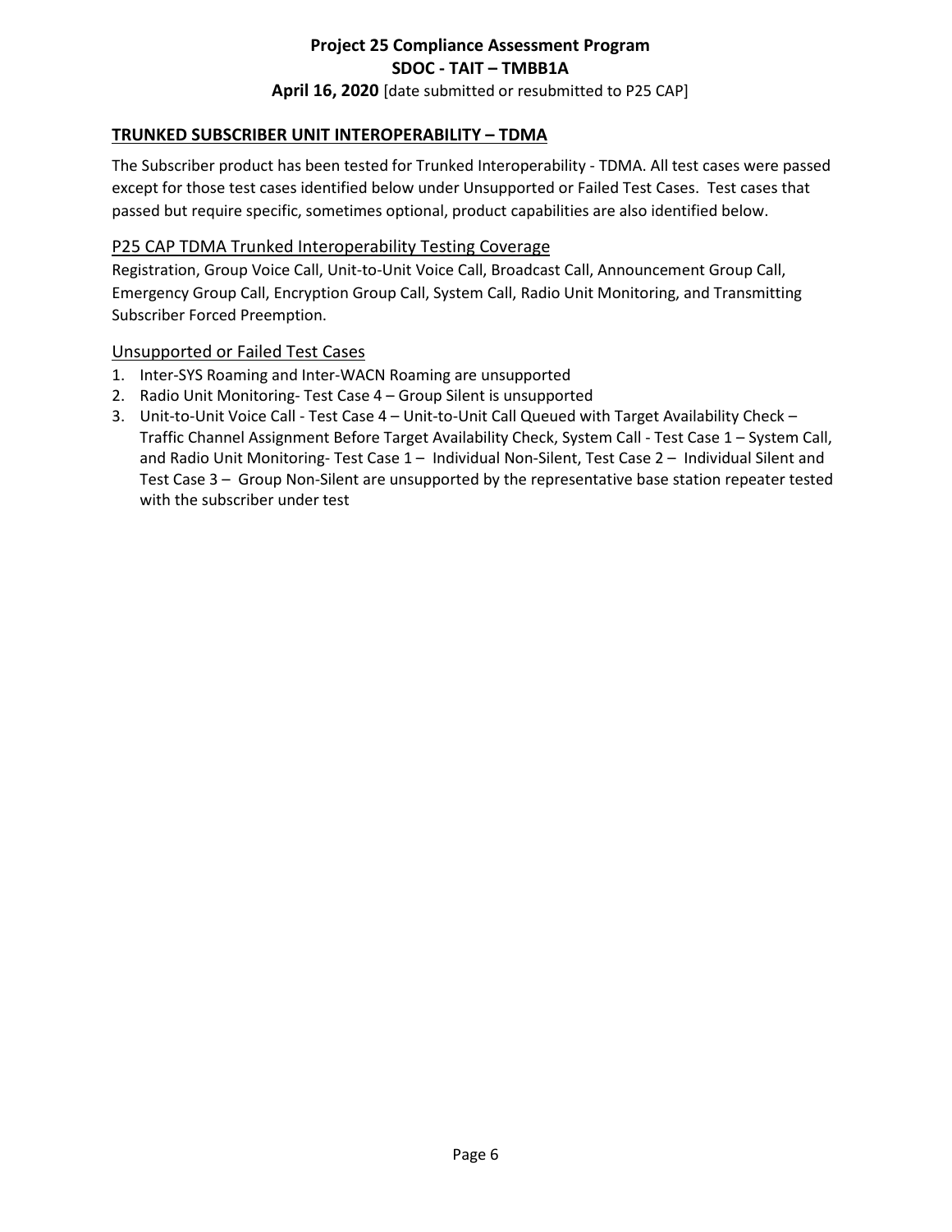## TRUNKED SUBSCRIBER UNIT INTEROPERABILITY – TDMA

The Subscriber product has been tested for Trunked Interoperability - TDMA. All test cases were passed except for those test cases identified below under Unsupported or Failed Test Cases. Test cases that passed but require specific, sometimes optional, product capabilities are also identified below.

### P25 CAP TDMA Trunked Interoperability Testing Coverage

Registration, Group Voice Call, Unit-to-Unit Voice Call, Broadcast Call, Announcement Group Call, Emergency Group Call, Encryption Group Call, System Call, Radio Unit Monitoring, and Transmitting Subscriber Forced Preemption.

### Unsupported or Failed Test Cases

1. Inter-SYS Roaming and Inter-WACN Roaming are unsupported
2. Radio Unit Monitoring- Test Case 4 – Group Silent is unsupported
3. Unit-to-Unit Voice Call - Test Case 4 – Unit-to-Unit Call Queued with Target Availability Check – Traffic Channel Assignment Before Target Availability Check, System Call - Test Case 1 – System Call, and Radio Unit Monitoring- Test Case 1 – Individual Non-Silent, Test Case 2 – Individual Silent and Test Case 3 – Group Non-Silent are unsupported by the representative base station repeater tested with the subscriber under test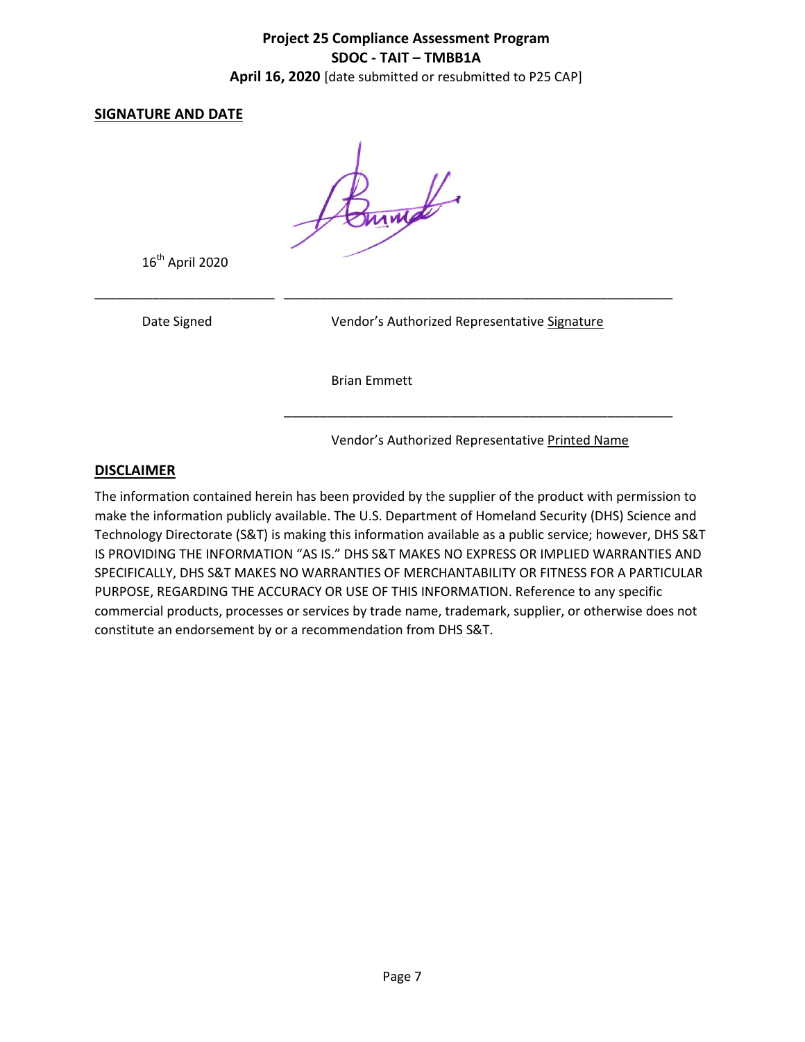**Project 25 Compliance Assessment Program**
**SDOC - TAIT – TMBB1A**
**April 16, 2020** [date submitted or resubmitted to P25 CAP]

## SIGNATURE AND DATE

16th April 2020

\_\_\_\_\_\_\_\_\_\_\_\_\_\_\_\_\_\_\_\_\_\_\_\_\_\_\_\_\_ \_\_\_\_\_\_\_\_\_\_\_\_\_\_\_\_\_\_\_\_\_\_\_\_\_\_\_\_\_\_\_\_\_\_\_\_\_\_\_\_\_\_\_\_\_\_\_\_\_\_\_\_\_\_\_\_\_\_\_\_

Date Signed Vendor's Authorized Representative Signature

Brian Emmett

\_\_\_\_\_\_\_\_\_\_\_\_\_\_\_\_\_\_\_\_\_\_\_\_\_\_\_\_\_\_\_\_\_\_\_\_\_\_\_\_\_\_\_\_\_\_\_\_\_\_\_\_\_\_\_\_\_\_\_\_

Vendor's Authorized Representative Printed Name

## DISCLAIMER

The information contained herein has been provided by the supplier of the product with permission to make the information publicly available. The U.S. Department of Homeland Security (DHS) Science and Technology Directorate (S&T) is making this information available as a public service; however, DHS S&T IS PROVIDING THE INFORMATION "AS IS." DHS S&T MAKES NO EXPRESS OR IMPLIED WARRANTIES AND SPECIFICALLY, DHS S&T MAKES NO WARRANTIES OF MERCHANTABILITY OR FITNESS FOR A PARTICULAR PURPOSE, REGARDING THE ACCURACY OR USE OF THIS INFORMATION. Reference to any specific commercial products, processes or services by trade name, trademark, supplier, or otherwise does not constitute an endorsement by or a recommendation from DHS S&T.